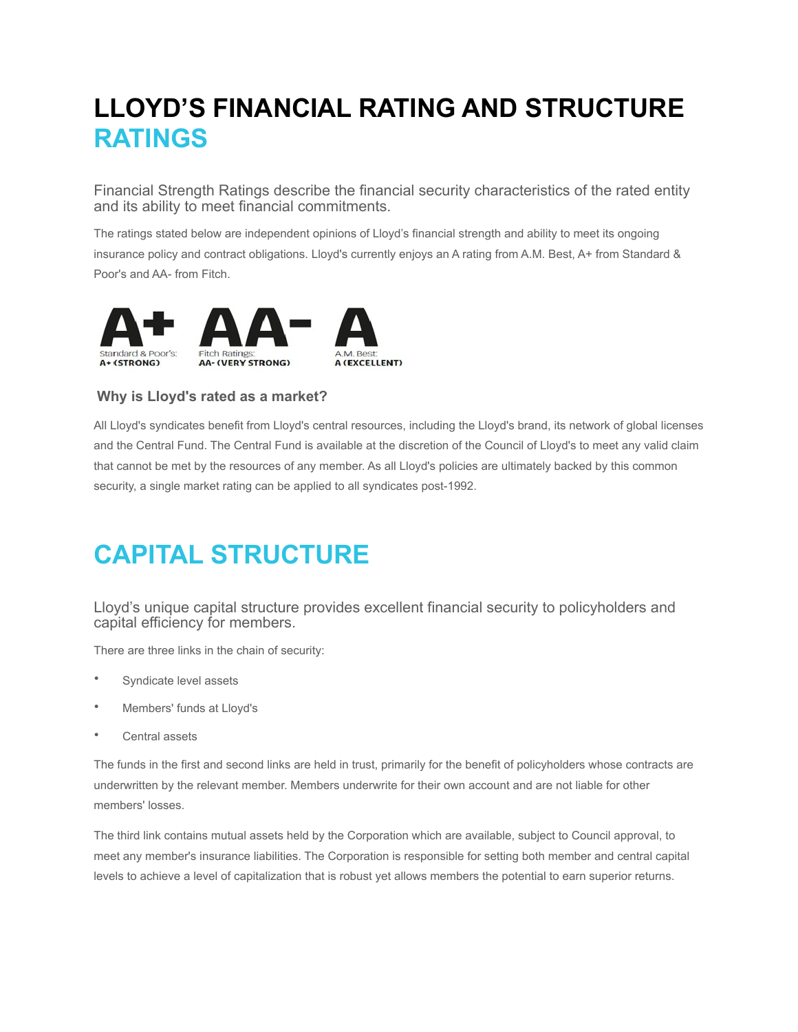# LLOYD’S FINANCIAL RATING AND STRUCTURE

## RATINGS

### Financial Strength Ratings describe the financial security characteristics of the rated entity and its ability to meet financial commitments.

The ratings stated below are independent opinions of Lloyd’s financial strength and ability to meet its ongoing insurance policy and contract obligations. Lloyd's currently enjoys an A rating from A.M. Best, A+ from Standard & Poor's and AA- from Fitch.

| A+ | AA- | A |
| --- | --- | --- |
| Standard & Poor’s: **A+ (STRONG)** | Fitch Ratings: **AA- (VERY STRONG)** | A.M. Best: **A (EXCELLENT)** |

#### Why is Lloyd's rated as a market?

All Lloyd's syndicates benefit from Lloyd's central resources, including the Lloyd's brand, its network of global licenses and the Central Fund. The Central Fund is available at the discretion of the Council of Lloyd's to meet any valid claim that cannot be met by the resources of any member. As all Lloyd's policies are ultimately backed by this common security, a single market rating can be applied to all syndicates post-1992.

## CAPITAL STRUCTURE

### Lloyd’s unique capital structure provides excellent financial security to policyholders and capital efficiency for members.

There are three links in the chain of security:

- Syndicate level assets
- Members' funds at Lloyd's
- Central assets

The funds in the first and second links are held in trust, primarily for the benefit of policyholders whose contracts are underwritten by the relevant member. Members underwrite for their own account and are not liable for other members' losses.

The third link contains mutual assets held by the Corporation which are available, subject to Council approval, to meet any member's insurance liabilities. The Corporation is responsible for setting both member and central capital levels to achieve a level of capitalization that is robust yet allows members the potential to earn superior returns.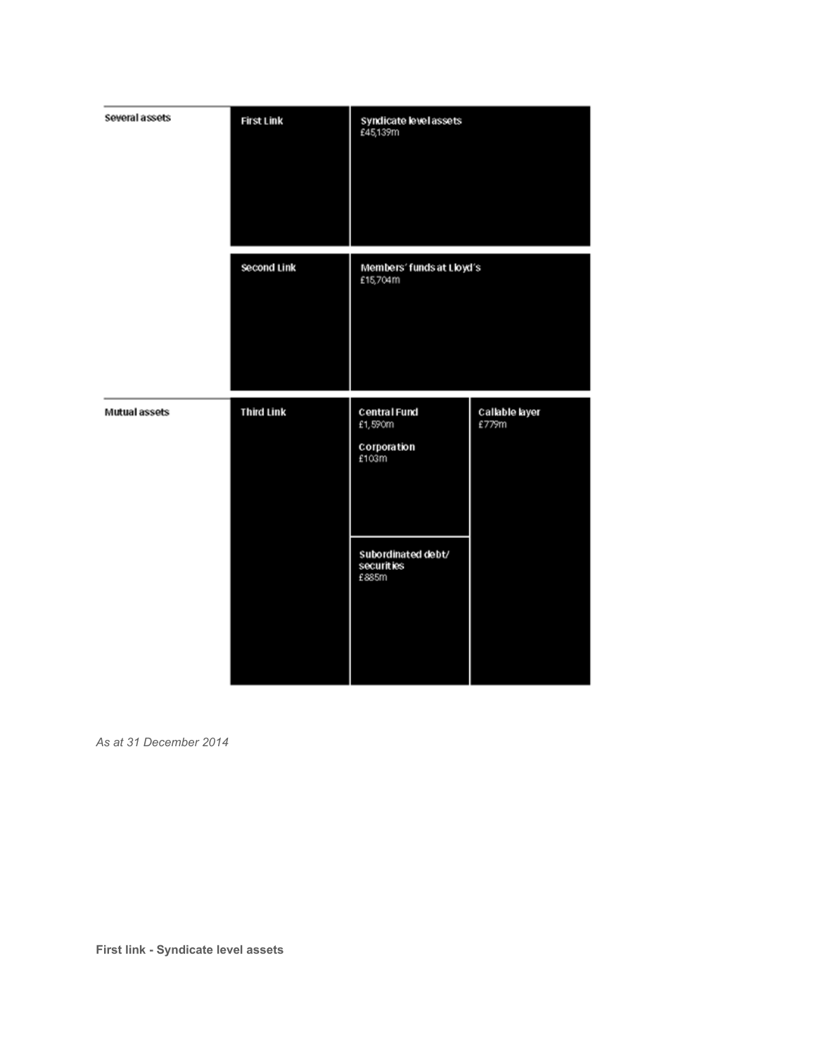| | | | |
|---|---|---|---|
| Several assets | First Link | Syndicate level assets £45,139m | |
| | Second Link | Members' funds at Lloyd's £15,704m | |
| Mutual assets | Third Link | Central Fund £1,590m<br><br>Corporation £103m | Callable layer £779m |
| | | Subordinated debt/ securities £885m | |

*As at 31 December 2014*

**First link - Syndicate level assets**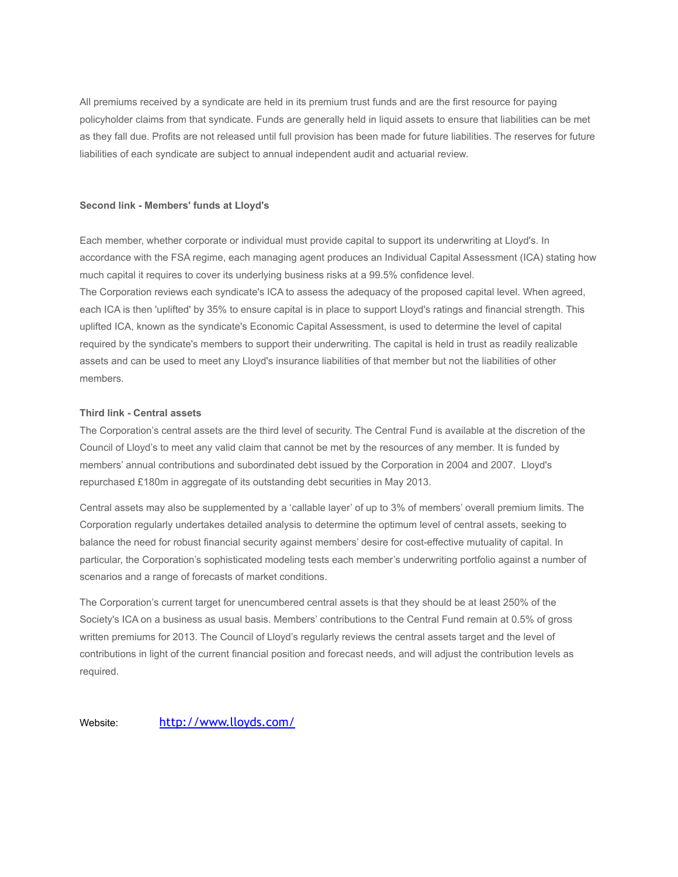All premiums received by a syndicate are held in its premium trust funds and are the first resource for paying policyholder claims from that syndicate. Funds are generally held in liquid assets to ensure that liabilities can be met as they fall due. Profits are not released until full provision has been made for future liabilities. The reserves for future liabilities of each syndicate are subject to annual independent audit and actuarial review.

**Second link - Members' funds at Lloyd's**

Each member, whether corporate or individual must provide capital to support its underwriting at Lloyd's. In accordance with the FSA regime, each managing agent produces an Individual Capital Assessment (ICA) stating how much capital it requires to cover its underlying business risks at a 99.5% confidence level.
The Corporation reviews each syndicate's ICA to assess the adequacy of the proposed capital level. When agreed, each ICA is then 'uplifted' by 35% to ensure capital is in place to support Lloyd's ratings and financial strength. This uplifted ICA, known as the syndicate's Economic Capital Assessment, is used to determine the level of capital required by the syndicate's members to support their underwriting. The capital is held in trust as readily realizable assets and can be used to meet any Lloyd's insurance liabilities of that member but not the liabilities of other members.

**Third link - Central assets**

The Corporation's central assets are the third level of security. The Central Fund is available at the discretion of the Council of Lloyd's to meet any valid claim that cannot be met by the resources of any member. It is funded by members' annual contributions and subordinated debt issued by the Corporation in 2004 and 2007. Lloyd's repurchased £180m in aggregate of its outstanding debt securities in May 2013.

Central assets may also be supplemented by a 'callable layer' of up to 3% of members' overall premium limits. The Corporation regularly undertakes detailed analysis to determine the optimum level of central assets, seeking to balance the need for robust financial security against members' desire for cost-effective mutuality of capital. In particular, the Corporation's sophisticated modeling tests each member's underwriting portfolio against a number of scenarios and a range of forecasts of market conditions.

The Corporation's current target for unencumbered central assets is that they should be at least 250% of the Society's ICA on a business as usual basis. Members' contributions to the Central Fund remain at 0.5% of gross written premiums for 2013. The Council of Lloyd's regularly reviews the central assets target and the level of contributions in light of the current financial position and forecast needs, and will adjust the contribution levels as required.

Website: http://www.lloyds.com/